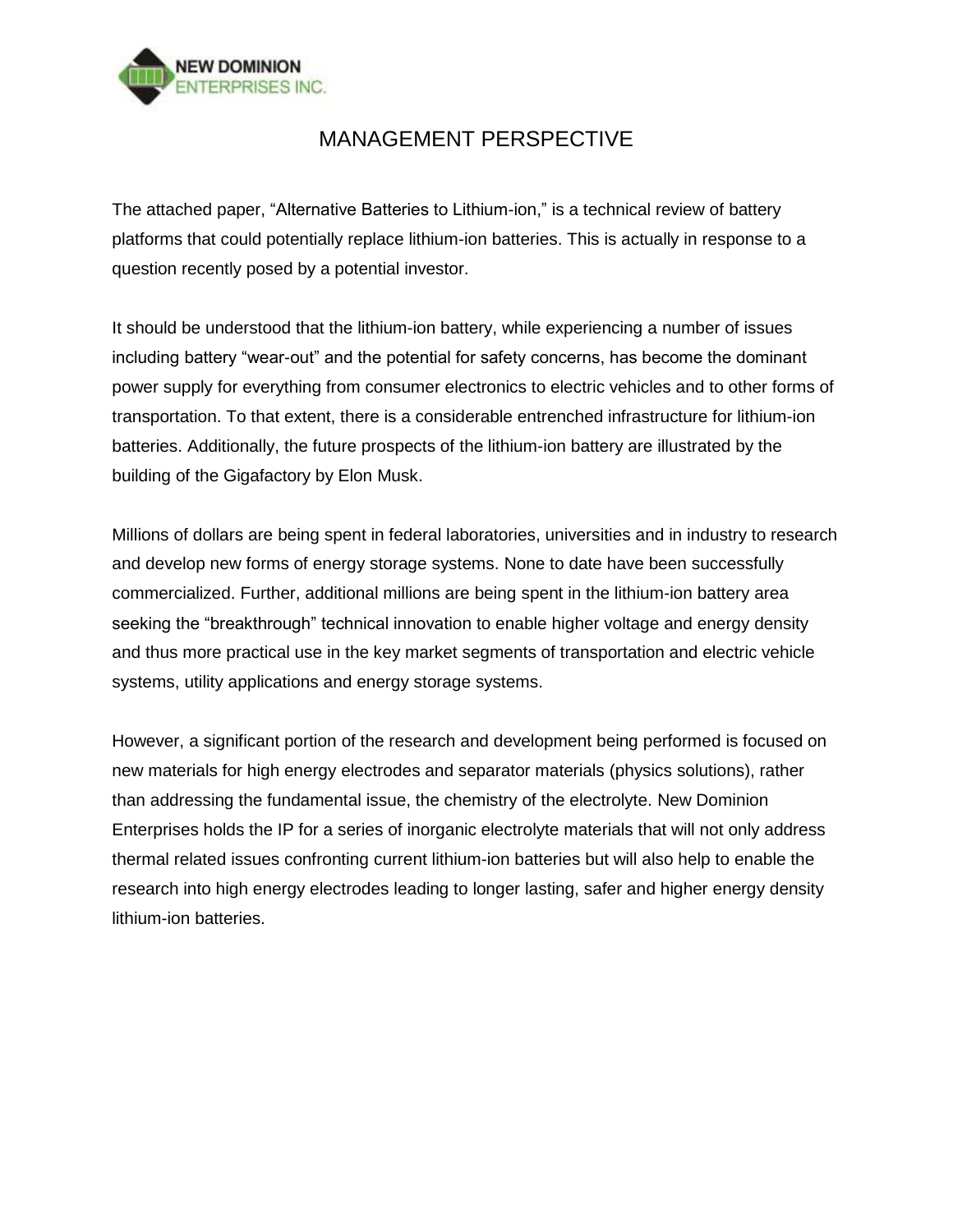NEW DOMINION ENTERPRISES INC.

# MANAGEMENT PERSPECTIVE

The attached paper, "Alternative Batteries to Lithium-ion," is a technical review of battery platforms that could potentially replace lithium-ion batteries. This is actually in response to a question recently posed by a potential investor.

It should be understood that the lithium-ion battery, while experiencing a number of issues including battery "wear-out" and the potential for safety concerns, has become the dominant power supply for everything from consumer electronics to electric vehicles and to other forms of transportation. To that extent, there is a considerable entrenched infrastructure for lithium-ion batteries. Additionally, the future prospects of the lithium-ion battery are illustrated by the building of the Gigafactory by Elon Musk.

Millions of dollars are being spent in federal laboratories, universities and in industry to research and develop new forms of energy storage systems. None to date have been successfully commercialized. Further, additional millions are being spent in the lithium-ion battery area seeking the "breakthrough" technical innovation to enable higher voltage and energy density and thus more practical use in the key market segments of transportation and electric vehicle systems, utility applications and energy storage systems.

However, a significant portion of the research and development being performed is focused on new materials for high energy electrodes and separator materials (physics solutions), rather than addressing the fundamental issue, the chemistry of the electrolyte. New Dominion Enterprises holds the IP for a series of inorganic electrolyte materials that will not only address thermal related issues confronting current lithium-ion batteries but will also help to enable the research into high energy electrodes leading to longer lasting, safer and higher energy density lithium-ion batteries.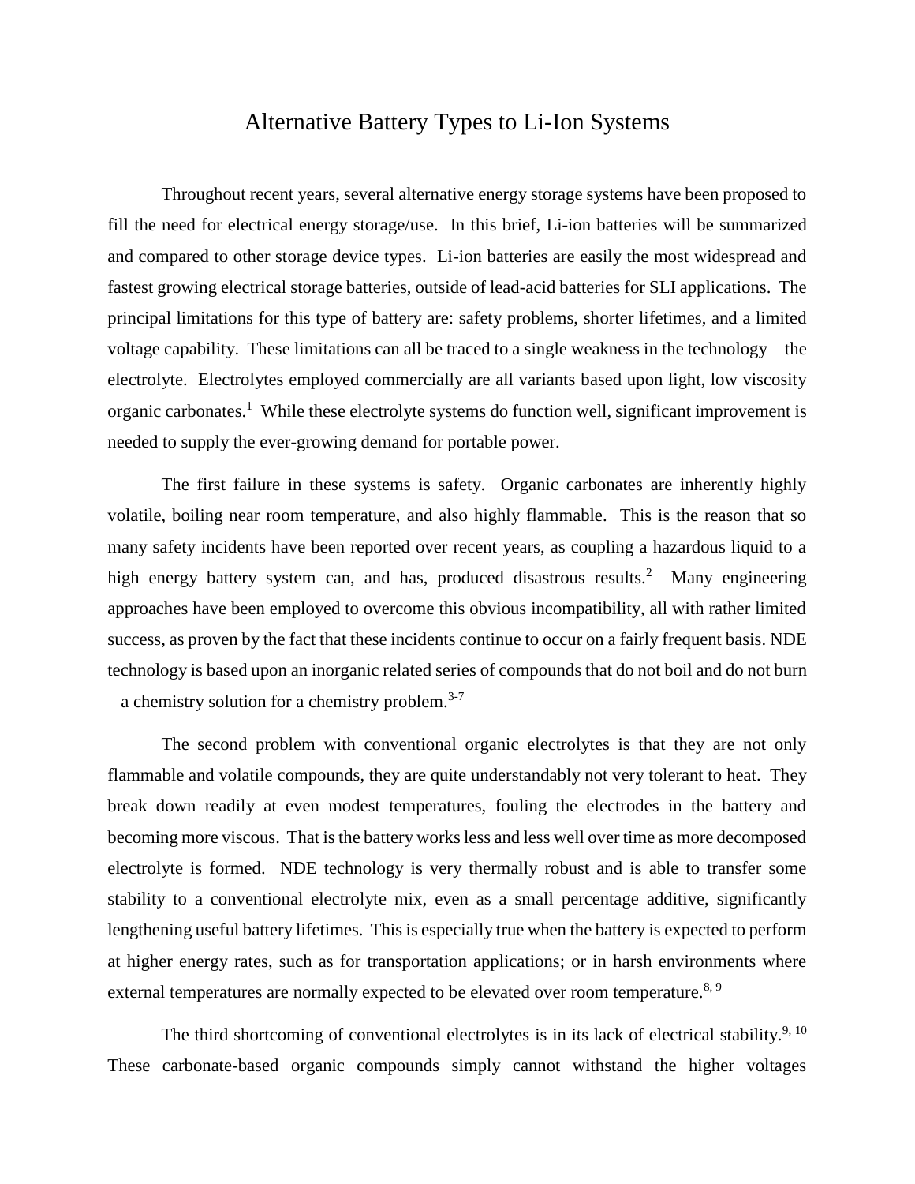# Alternative Battery Types to Li-Ion Systems

Throughout recent years, several alternative energy storage systems have been proposed to fill the need for electrical energy storage/use. In this brief, Li-ion batteries will be summarized and compared to other storage device types. Li-ion batteries are easily the most widespread and fastest growing electrical storage batteries, outside of lead-acid batteries for SLI applications. The principal limitations for this type of battery are: safety problems, shorter lifetimes, and a limited voltage capability. These limitations can all be traced to a single weakness in the technology – the electrolyte. Electrolytes employed commercially are all variants based upon light, low viscosity organic carbonates.[1] While these electrolyte systems do function well, significant improvement is needed to supply the ever-growing demand for portable power.

The first failure in these systems is safety. Organic carbonates are inherently highly volatile, boiling near room temperature, and also highly flammable. This is the reason that so many safety incidents have been reported over recent years, as coupling a hazardous liquid to a high energy battery system can, and has, produced disastrous results.[2] Many engineering approaches have been employed to overcome this obvious incompatibility, all with rather limited success, as proven by the fact that these incidents continue to occur on a fairly frequent basis. NDE technology is based upon an inorganic related series of compounds that do not boil and do not burn – a chemistry solution for a chemistry problem.[3-7]

The second problem with conventional organic electrolytes is that they are not only flammable and volatile compounds, they are quite understandably not very tolerant to heat. They break down readily at even modest temperatures, fouling the electrodes in the battery and becoming more viscous. That is the battery works less and less well over time as more decomposed electrolyte is formed. NDE technology is very thermally robust and is able to transfer some stability to a conventional electrolyte mix, even as a small percentage additive, significantly lengthening useful battery lifetimes. This is especially true when the battery is expected to perform at higher energy rates, such as for transportation applications; or in harsh environments where external temperatures are normally expected to be elevated over room temperature.[8, 9]

The third shortcoming of conventional electrolytes is in its lack of electrical stability.[9, 10] These carbonate-based organic compounds simply cannot withstand the higher voltages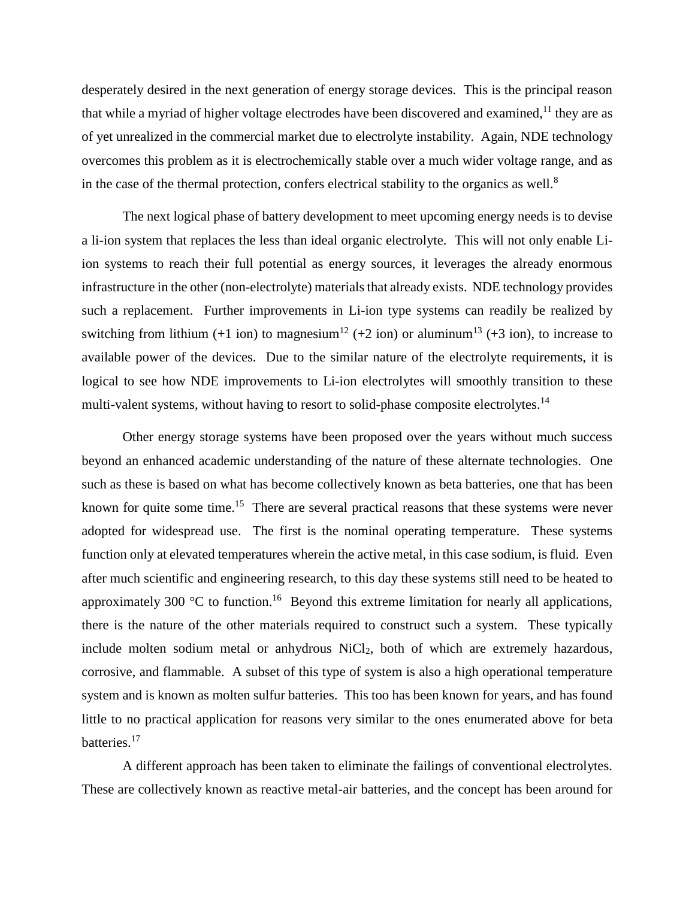desperately desired in the next generation of energy storage devices. This is the principal reason that while a myriad of higher voltage electrodes have been discovered and examined,[11] they are as of yet unrealized in the commercial market due to electrolyte instability. Again, NDE technology overcomes this problem as it is electrochemically stable over a much wider voltage range, and as in the case of the thermal protection, confers electrical stability to the organics as well.[8]

The next logical phase of battery development to meet upcoming energy needs is to devise a li-ion system that replaces the less than ideal organic electrolyte. This will not only enable Li-ion systems to reach their full potential as energy sources, it leverages the already enormous infrastructure in the other (non-electrolyte) materials that already exists. NDE technology provides such a replacement. Further improvements in Li-ion type systems can readily be realized by switching from lithium (+1 ion) to magnesium[12] (+2 ion) or aluminum[13] (+3 ion), to increase to available power of the devices. Due to the similar nature of the electrolyte requirements, it is logical to see how NDE improvements to Li-ion electrolytes will smoothly transition to these multi-valent systems, without having to resort to solid-phase composite electrolytes.[14]

Other energy storage systems have been proposed over the years without much success beyond an enhanced academic understanding of the nature of these alternate technologies. One such as these is based on what has become collectively known as beta batteries, one that has been known for quite some time.[15] There are several practical reasons that these systems were never adopted for widespread use. The first is the nominal operating temperature. These systems function only at elevated temperatures wherein the active metal, in this case sodium, is fluid. Even after much scientific and engineering research, to this day these systems still need to be heated to approximately 300 °C to function.[16] Beyond this extreme limitation for nearly all applications, there is the nature of the other materials required to construct such a system. These typically include molten sodium metal or anhydrous $NiCl_2$, both of which are extremely hazardous, corrosive, and flammable. A subset of this type of system is also a high operational temperature system and is known as molten sulfur batteries. This too has been known for years, and has found little to no practical application for reasons very similar to the ones enumerated above for beta batteries.[17]

A different approach has been taken to eliminate the failings of conventional electrolytes. These are collectively known as reactive metal-air batteries, and the concept has been around for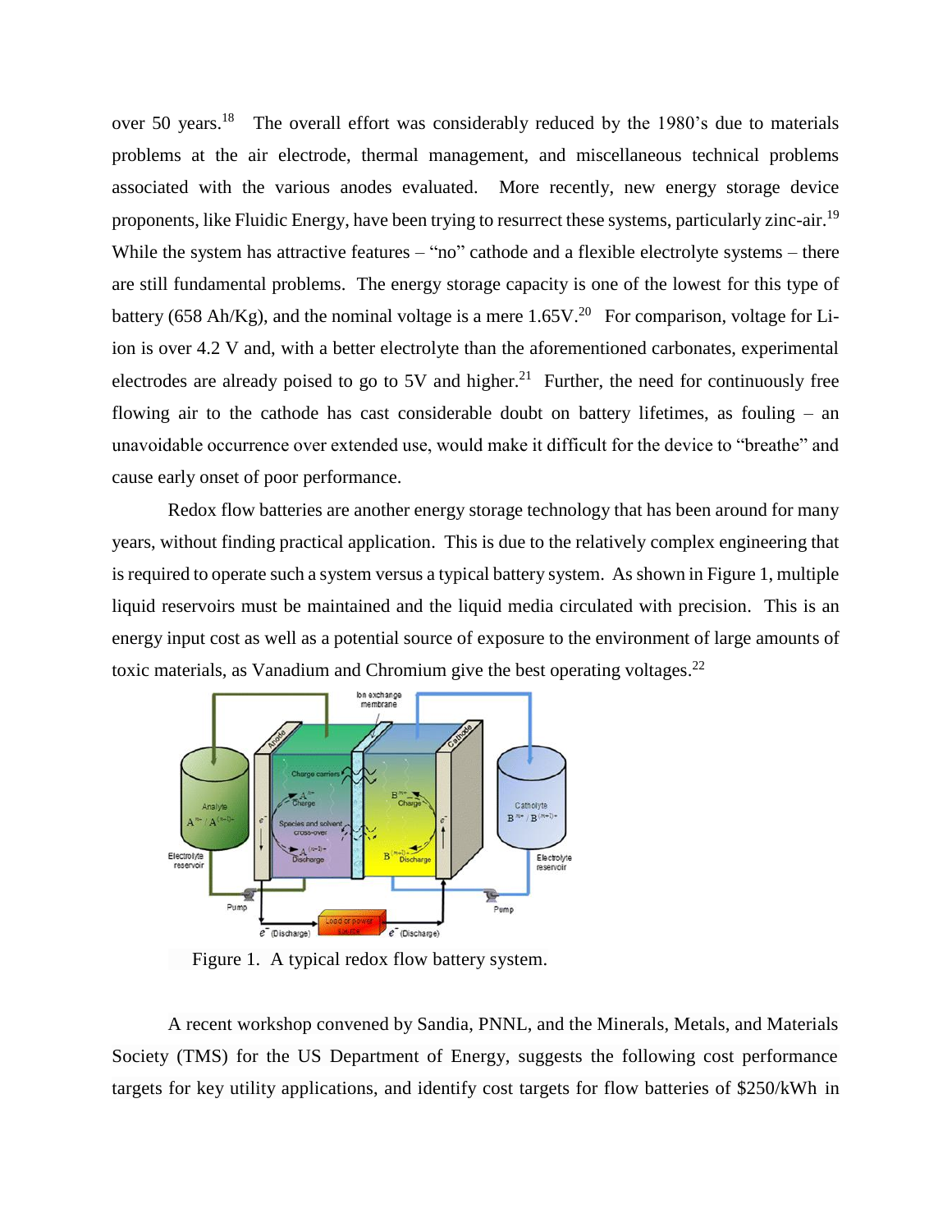over 50 years.[18] The overall effort was considerably reduced by the 1980's due to materials problems at the air electrode, thermal management, and miscellaneous technical problems associated with the various anodes evaluated. More recently, new energy storage device proponents, like Fluidic Energy, have been trying to resurrect these systems, particularly zinc-air.[19] While the system has attractive features – "no" cathode and a flexible electrolyte systems – there are still fundamental problems. The energy storage capacity is one of the lowest for this type of battery (658 Ah/Kg), and the nominal voltage is a mere 1.65V.[20] For comparison, voltage for Li-ion is over 4.2 V and, with a better electrolyte than the aforementioned carbonates, experimental electrodes are already poised to go to 5V and higher.[21] Further, the need for continuously free flowing air to the cathode has cast considerable doubt on battery lifetimes, as fouling – an unavoidable occurrence over extended use, would make it difficult for the device to "breathe" and cause early onset of poor performance.

Redox flow batteries are another energy storage technology that has been around for many years, without finding practical application. This is due to the relatively complex engineering that is required to operate such a system versus a typical battery system. As shown in Figure 1, multiple liquid reservoirs must be maintained and the liquid media circulated with precision. This is an energy input cost as well as a potential source of exposure to the environment of large amounts of toxic materials, as Vanadium and Chromium give the best operating voltages.[22]

Figure 1. A typical redox flow battery system.

A recent workshop convened by Sandia, PNNL, and the Minerals, Metals, and Materials Society (TMS) for the US Department of Energy, suggests the following cost performance targets for key utility applications, and identify cost targets for flow batteries of \$250/kWh in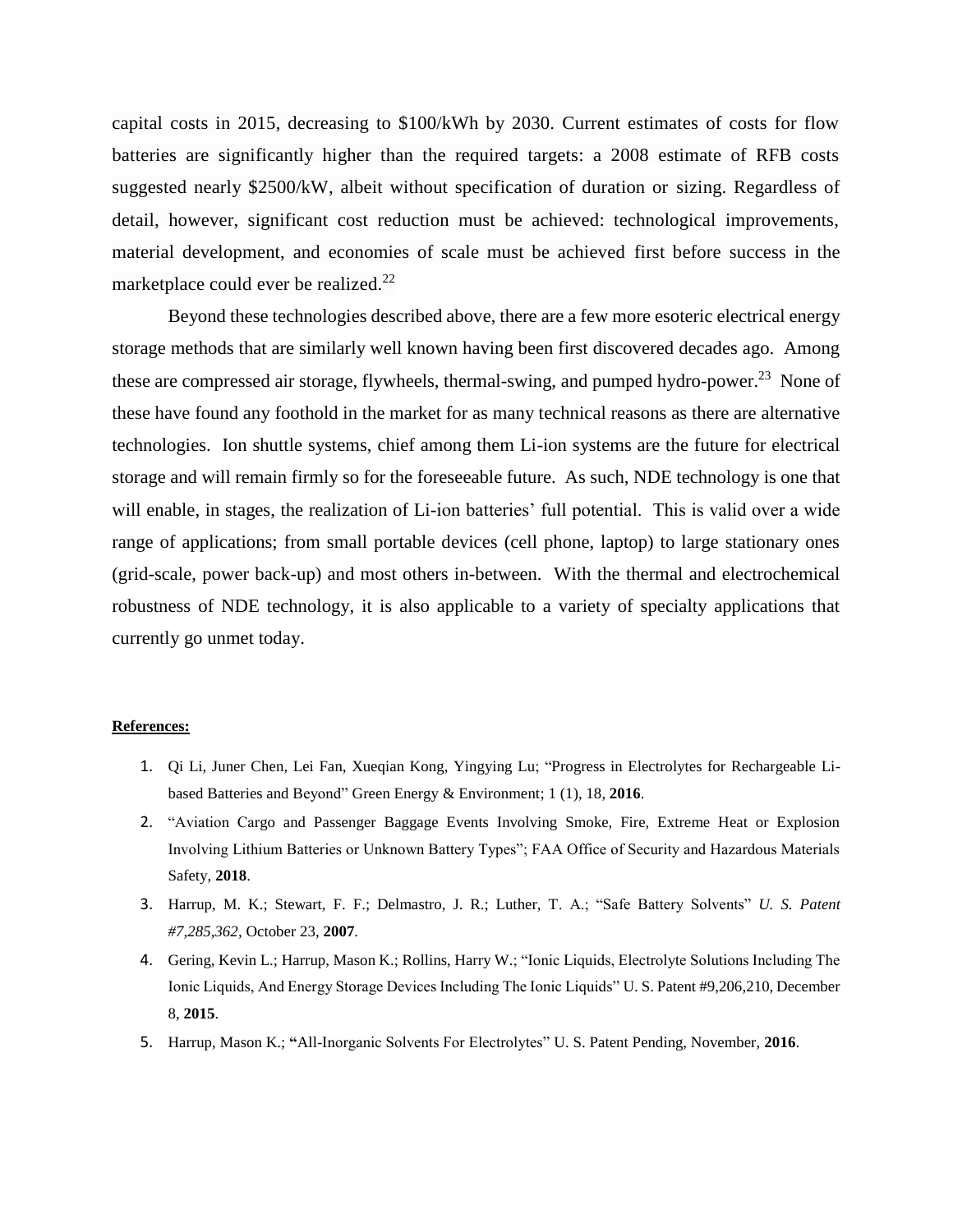capital costs in 2015, decreasing to $100/kWh by 2030. Current estimates of costs for flow batteries are significantly higher than the required targets: a 2008 estimate of RFB costs suggested nearly $2500/kW, albeit without specification of duration or sizing. Regardless of detail, however, significant cost reduction must be achieved: technological improvements, material development, and economies of scale must be achieved first before success in the marketplace could ever be realized.[22]

Beyond these technologies described above, there are a few more esoteric electrical energy storage methods that are similarly well known having been first discovered decades ago. Among these are compressed air storage, flywheels, thermal-swing, and pumped hydro-power.[23] None of these have found any foothold in the market for as many technical reasons as there are alternative technologies. Ion shuttle systems, chief among them Li-ion systems are the future for electrical storage and will remain firmly so for the foreseeable future. As such, NDE technology is one that will enable, in stages, the realization of Li-ion batteries' full potential. This is valid over a wide range of applications; from small portable devices (cell phone, laptop) to large stationary ones (grid-scale, power back-up) and most others in-between. With the thermal and electrochemical robustness of NDE technology, it is also applicable to a variety of specialty applications that currently go unmet today.

**References:**

1. Qi Li, Juner Chen, Lei Fan, Xueqian Kong, Yingying Lu; "Progress in Electrolytes for Rechargeable Li-based Batteries and Beyond" Green Energy & Environment; 1 (1), 18, **2016**.
2. "Aviation Cargo and Passenger Baggage Events Involving Smoke, Fire, Extreme Heat or Explosion Involving Lithium Batteries or Unknown Battery Types"; FAA Office of Security and Hazardous Materials Safety, **2018**.
3. Harrup, M. K.; Stewart, F. F.; Delmastro, J. R.; Luther, T. A.; "Safe Battery Solvents" *U. S. Patent #7,285,362*, October 23, **2007**.
4. Gering, Kevin L.; Harrup, Mason K.; Rollins, Harry W.; "Ionic Liquids, Electrolyte Solutions Including The Ionic Liquids, And Energy Storage Devices Including The Ionic Liquids" U. S. Patent #9,206,210, December 8, **2015**.
5. Harrup, Mason K.; **"**All-Inorganic Solvents For Electrolytes" U. S. Patent Pending, November, **2016**.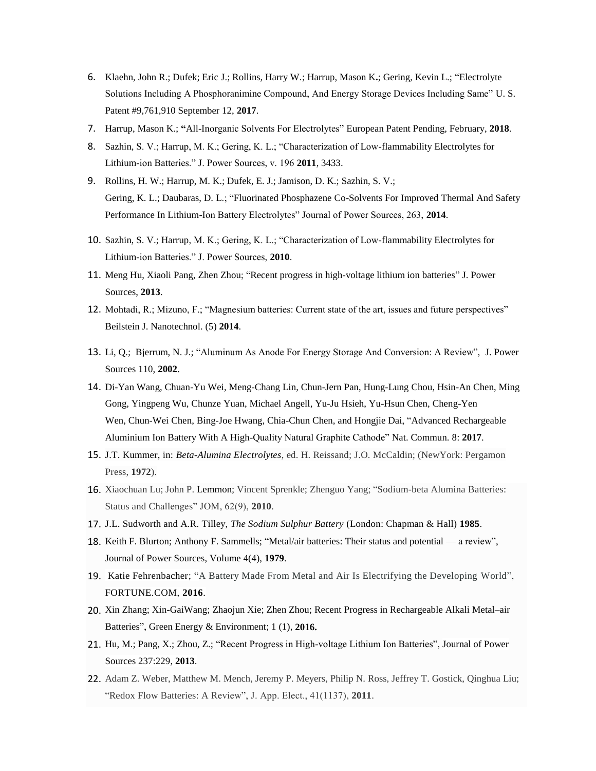6. Klaehn, John R.; Dufek; Eric J.; Rollins, Harry W.; Harrup, Mason K**.;** Gering, Kevin L.; "Electrolyte Solutions Including A Phosphoranimine Compound, And Energy Storage Devices Including Same" U. S. Patent #9,761,910 September 12, **2017**.
7. Harrup, Mason K.; **"**All-Inorganic Solvents For Electrolytes" European Patent Pending, February, **2018**.
8. Sazhin, S. V.; Harrup, M. K.; Gering, K. L.; "Characterization of Low-flammability Electrolytes for Lithium-ion Batteries." J. Power Sources, v. 196 **2011**, 3433.
9. Rollins, H. W.; Harrup, M. K.; Dufek, E. J.; Jamison, D. K.; Sazhin, S. V.; Gering, K. L.; Daubaras, D. L.; "Fluorinated Phosphazene Co-Solvents For Improved Thermal And Safety Performance In Lithium-Ion Battery Electrolytes" Journal of Power Sources, 263, **2014**.
10. Sazhin, S. V.; Harrup, M. K.; Gering, K. L.; "Characterization of Low-flammability Electrolytes for Lithium-ion Batteries." J. Power Sources, **2010**.
11. Meng Hu, Xiaoli Pang, Zhen Zhou; "Recent progress in high-voltage lithium ion batteries" J. Power Sources, **2013**.
12. Mohtadi, R.; Mizuno, F.; "Magnesium batteries: Current state of the art, issues and future perspectives" Beilstein J. Nanotechnol. (5) **2014**.
13. Li, Q.; Bjerrum, N. J.; "Aluminum As Anode For Energy Storage And Conversion: A Review", J. Power Sources 110, **2002**.
14. Di-Yan Wang, Chuan-Yu Wei, Meng-Chang Lin, Chun-Jern Pan, Hung-Lung Chou, Hsin-An Chen, Ming Gong, Yingpeng Wu, Chunze Yuan, Michael Angell, Yu-Ju Hsieh, Yu-Hsun Chen, Cheng-Yen Wen, Chun-Wei Chen, Bing-Joe Hwang, Chia-Chun Chen, and Hongjie Dai, "Advanced Rechargeable Aluminium Ion Battery With A High-Quality Natural Graphite Cathode" Nat. Commun. 8: **2017**.
15. J.T. Kummer, in: *Beta-Alumina Electrolytes*, ed. H. Reissand; J.O. McCaldin; (NewYork: Pergamon Press, **1972**).
16. Xiaochuan Lu; John P. Lemmon; Vincent Sprenkle; Zhenguo Yang; "Sodium-beta Alumina Batteries: Status and Challenges" JOM, 62(9), **2010**.
17. J.L. Sudworth and A.R. Tilley, *The Sodium Sulphur Battery* (London: Chapman & Hall) **1985**.
18. Keith F. Blurton; Anthony F. Sammells; "Metal/air batteries: Their status and potential — a review", Journal of Power Sources, Volume 4(4), **1979**.
19. Katie Fehrenbacher; "A Battery Made From Metal and Air Is Electrifying the Developing World", FORTUNE.COM, **2016**.
20. Xin Zhang; Xin-GaiWang; Zhaojun Xie; Zhen Zhou; Recent Progress in Rechargeable Alkali Metal–air Batteries", Green Energy & Environment; 1 (1), **2016.**
21. Hu, M.; Pang, X.; Zhou, Z.; "Recent Progress in High-voltage Lithium Ion Batteries", Journal of Power Sources 237:229, **2013**.
22. Adam Z. Weber, Matthew M. Mench, Jeremy P. Meyers, Philip N. Ross, Jeffrey T. Gostick, Qinghua Liu; "Redox Flow Batteries: A Review", J. App. Elect., 41(1137), **2011**.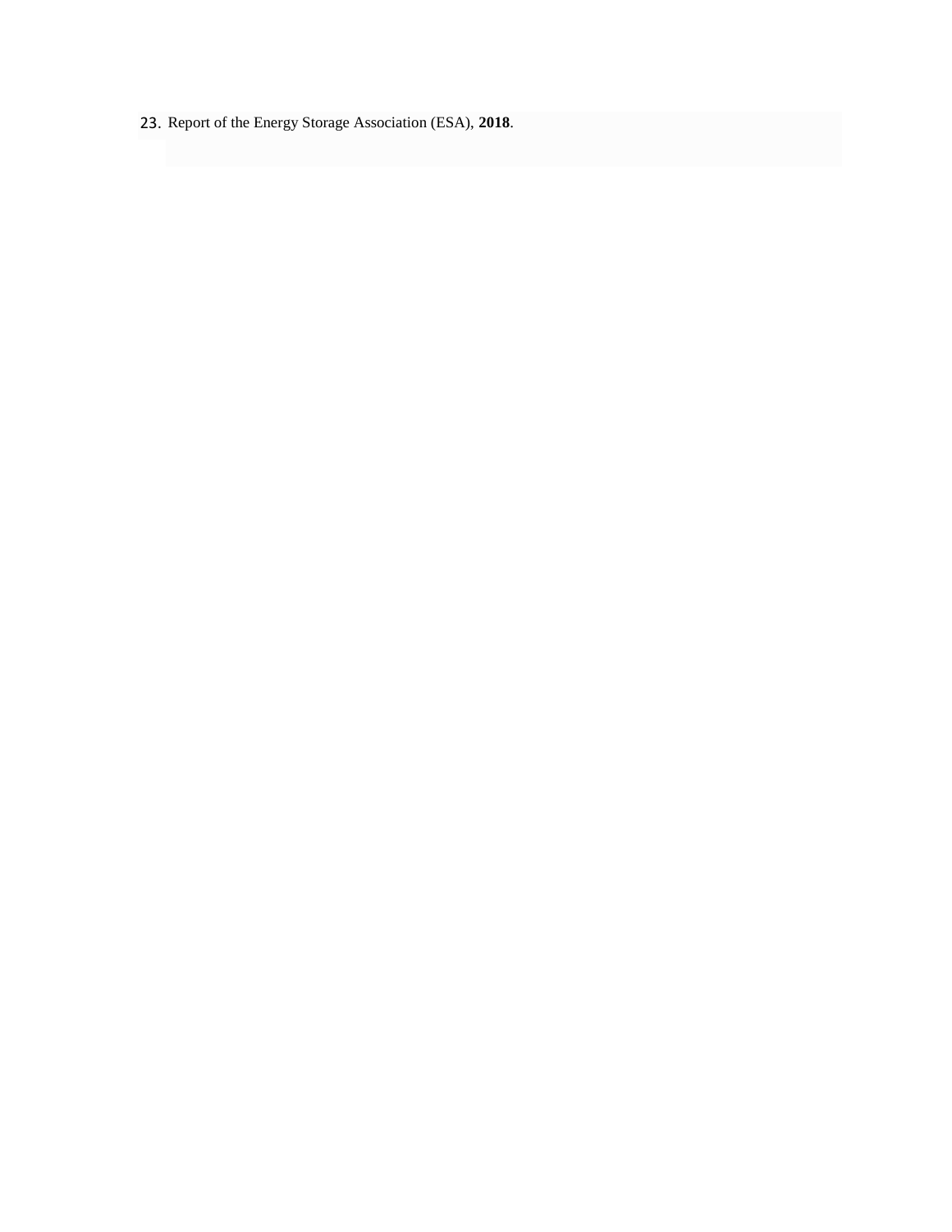23. Report of the Energy Storage Association (ESA), **2018**.